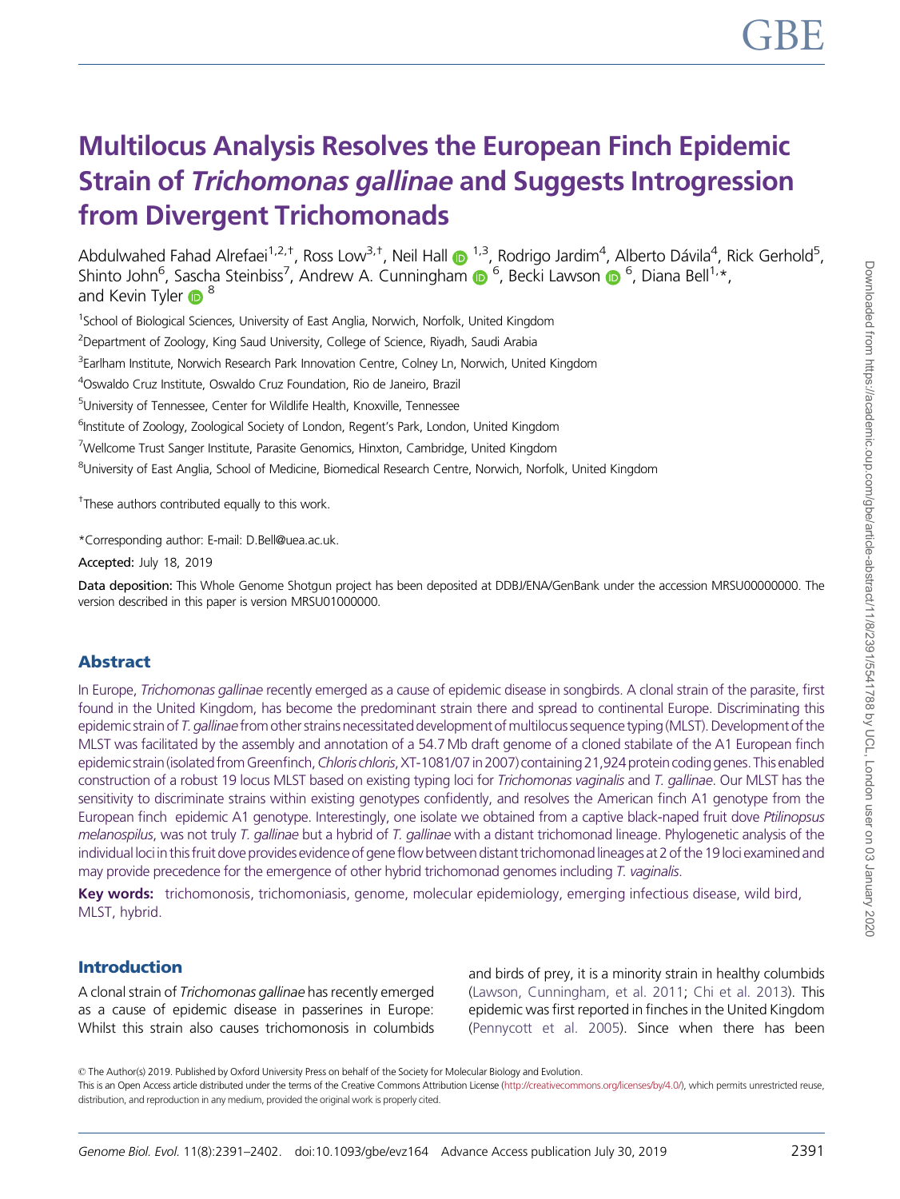# Multilocus Analysis Resolves the European Finch Epidemic Strain of *Trichomonas gallinae* and Suggests Introgression from Divergent Trichomonads

Abdulwahed Fahad Alrefaei[1,2,†], Ross Low[3,†], Neil Hall[1,3], Rodrigo Jardim[4], Alberto Dávila[4], Rick Gerhold[5], Shinto John[6], Sascha Steinbiss[7], Andrew A. Cunningham[6], Becki Lawson[6], Diana Bell[1,*], and Kevin Tyler[8]

[1]School of Biological Sciences, University of East Anglia, Norwich, Norfolk, United Kingdom

[2]Department of Zoology, King Saud University, College of Science, Riyadh, Saudi Arabia

[3]Earlham Institute, Norwich Research Park Innovation Centre, Colney Ln, Norwich, United Kingdom

[4]Oswaldo Cruz Institute, Oswaldo Cruz Foundation, Rio de Janeiro, Brazil

[5]University of Tennessee, Center for Wildlife Health, Knoxville, Tennessee

[6]Institute of Zoology, Zoological Society of London, Regent's Park, London, United Kingdom

[7]Wellcome Trust Sanger Institute, Parasite Genomics, Hinxton, Cambridge, United Kingdom

[8]University of East Anglia, School of Medicine, Biomedical Research Centre, Norwich, Norfolk, United Kingdom

†These authors contributed equally to this work.

*Corresponding author: E-mail: D.Bell@uea.ac.uk.

**Accepted:** July 18, 2019

**Data deposition:** This Whole Genome Shotgun project has been deposited at DDBJ/ENA/GenBank under the accession MRSU00000000. The version described in this paper is version MRSU01000000.

## Abstract

In Europe, *Trichomonas gallinae* recently emerged as a cause of epidemic disease in songbirds. A clonal strain of the parasite, first found in the United Kingdom, has become the predominant strain there and spread to continental Europe. Discriminating this epidemic strain of *T. gallinae* from other strains necessitated development of multilocus sequence typing (MLST). Development of the MLST was facilitated by the assembly and annotation of a 54.7 Mb draft genome of a cloned stabilate of the A1 European finch epidemic strain (isolated from Greenfinch, *Chloris chloris*, XT-1081/07 in 2007) containing 21,924 protein coding genes. This enabled construction of a robust 19 locus MLST based on existing typing loci for *Trichomonas vaginalis* and *T. gallinae*. Our MLST has the sensitivity to discriminate strains within existing genotypes confidently, and resolves the American finch A1 genotype from the European finch epidemic A1 genotype. Interestingly, one isolate we obtained from a captive black-naped fruit dove *Ptilinopsus melanospilus*, was not truly *T. gallinae* but a hybrid of *T. gallinae* with a distant trichomonad lineage. Phylogenetic analysis of the individual loci in this fruit dove provides evidence of gene flow between distant trichomonad lineages at 2 of the 19 loci examined and may provide precedence for the emergence of other hybrid trichomonad genomes including *T. vaginalis*.

**Key words:** trichomonosis, trichomoniasis, genome, molecular epidemiology, emerging infectious disease, wild bird, MLST, hybrid.

## Introduction

A clonal strain of *Trichomonas gallinae* has recently emerged as a cause of epidemic disease in passerines in Europe: Whilst this strain also causes trichomonosis in columbids and birds of prey, it is a minority strain in healthy columbids (Lawson, Cunningham, et al. 2011; Chi et al. 2013). This epidemic was first reported in finches in the United Kingdom (Pennycott et al. 2005). Since when there has been

© The Author(s) 2019. Published by Oxford University Press on behalf of the Society for Molecular Biology and Evolution.
This is an Open Access article distributed under the terms of the Creative Commons Attribution License (http://creativecommons.org/licenses/by/4.0/), which permits unrestricted reuse, distribution, and reproduction in any medium, provided the original work is properly cited.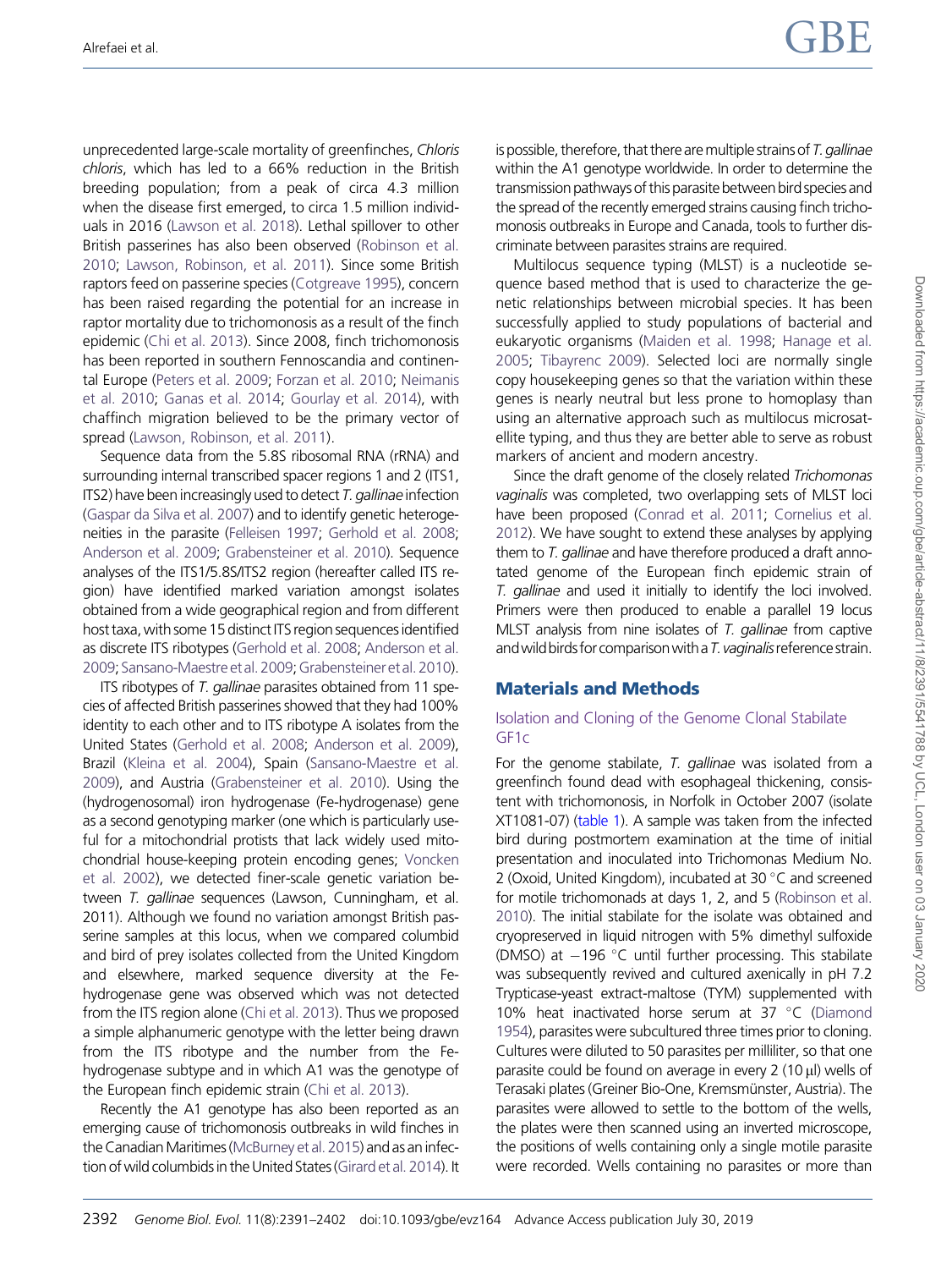unprecedented large-scale mortality of greenfinches, *Chloris chloris*, which has led to a 66% reduction in the British breeding population; from a peak of circa 4.3 million when the disease first emerged, to circa 1.5 million individuals in 2016 (Lawson et al. 2018). Lethal spillover to other British passerines has also been observed (Robinson et al. 2010; Lawson, Robinson, et al. 2011). Since some British raptors feed on passerine species (Cotgreave 1995), concern has been raised regarding the potential for an increase in raptor mortality due to trichomonosis as a result of the finch epidemic (Chi et al. 2013). Since 2008, finch trichomonosis has been reported in southern Fennoscandia and continental Europe (Peters et al. 2009; Forzan et al. 2010; Neimanis et al. 2010; Ganas et al. 2014; Gourlay et al. 2014), with chaffinch migration believed to be the primary vector of spread (Lawson, Robinson, et al. 2011).

Sequence data from the 5.8S ribosomal RNA (rRNA) and surrounding internal transcribed spacer regions 1 and 2 (ITS1, ITS2) have been increasingly used to detect *T. gallinae* infection (Gaspar da Silva et al. 2007) and to identify genetic heterogeneities in the parasite (Felleisen 1997; Gerhold et al. 2008; Anderson et al. 2009; Grabensteiner et al. 2010). Sequence analyses of the ITS1/5.8S/ITS2 region (hereafter called ITS region) have identified marked variation amongst isolates obtained from a wide geographical region and from different host taxa, with some 15 distinct ITS region sequences identified as discrete ITS ribotypes (Gerhold et al. 2008; Anderson et al. 2009; Sansano-Maestre et al. 2009; Grabensteiner et al. 2010).

ITS ribotypes of *T. gallinae* parasites obtained from 11 species of affected British passerines showed that they had 100% identity to each other and to ITS ribotype A isolates from the United States (Gerhold et al. 2008; Anderson et al. 2009), Brazil (Kleina et al. 2004), Spain (Sansano-Maestre et al. 2009), and Austria (Grabensteiner et al. 2010). Using the (hydrogenosomal) iron hydrogenase (Fe-hydrogenase) gene as a second genotyping marker (one which is particularly useful for a mitochondrial protists that lack widely used mitochondrial house-keeping protein encoding genes; Voncken et al. 2002), we detected finer-scale genetic variation between *T. gallinae* sequences (Lawson, Cunningham, et al. 2011). Although we found no variation amongst British passerine samples at this locus, when we compared columbid and bird of prey isolates collected from the United Kingdom and elsewhere, marked sequence diversity at the Fe-hydrogenase gene was observed which was not detected from the ITS region alone (Chi et al. 2013). Thus we proposed a simple alphanumeric genotype with the letter being drawn from the ITS ribotype and the number from the Fe-hydrogenase subtype and in which A1 was the genotype of the European finch epidemic strain (Chi et al. 2013).

Recently the A1 genotype has also been reported as an emerging cause of trichomonosis outbreaks in wild finches in the Canadian Maritimes (McBurney et al. 2015) and as an infection of wild columbids in the United States (Girard et al. 2014). It is possible, therefore, that there are multiple strains of *T. gallinae* within the A1 genotype worldwide. In order to determine the transmission pathways of this parasite between bird species and the spread of the recently emerged strains causing finch trichomonosis outbreaks in Europe and Canada, tools to further discriminate between parasites strains are required.

Multilocus sequence typing (MLST) is a nucleotide sequence based method that is used to characterize the genetic relationships between microbial species. It has been successfully applied to study populations of bacterial and eukaryotic organisms (Maiden et al. 1998; Hanage et al. 2005; Tibayrenc 2009). Selected loci are normally single copy housekeeping genes so that the variation within these genes is nearly neutral but less prone to homoplasy than using an alternative approach such as multilocus microsatellite typing, and thus they are better able to serve as robust markers of ancient and modern ancestry.

Since the draft genome of the closely related *Trichomonas vaginalis* was completed, two overlapping sets of MLST loci have been proposed (Conrad et al. 2011; Cornelius et al. 2012). We have sought to extend these analyses by applying them to *T. gallinae* and have therefore produced a draft annotated genome of the European finch epidemic strain of *T. gallinae* and used it initially to identify the loci involved. Primers were then produced to enable a parallel 19 locus MLST analysis from nine isolates of *T. gallinae* from captive and wild birds for comparison with a *T. vaginalis* reference strain.

## Materials and Methods

### Isolation and Cloning of the Genome Clonal Stabilate GF1c

For the genome stabilate, *T. gallinae* was isolated from a greenfinch found dead with esophageal thickening, consistent with trichomonosis, in Norfolk in October 2007 (isolate XT1081-07) (table 1). A sample was taken from the infected bird during postmortem examination at the time of initial presentation and inoculated into Trichomonas Medium No. 2 (Oxoid, United Kingdom), incubated at 30 °C and screened for motile trichomonads at days 1, 2, and 5 (Robinson et al. 2010). The initial stabilate for the isolate was obtained and cryopreserved in liquid nitrogen with 5% dimethyl sulfoxide (DMSO) at −196 °C until further processing. This stabilate was subsequently revived and cultured axenically in pH 7.2 Trypticase-yeast extract-maltose (TYM) supplemented with 10% heat inactivated horse serum at 37 °C (Diamond 1954), parasites were subcultured three times prior to cloning. Cultures were diluted to 50 parasites per milliliter, so that one parasite could be found on average in every 2 (10 μl) wells of Terasaki plates (Greiner Bio-One, Kremsmünster, Austria). The parasites were allowed to settle to the bottom of the wells, the plates were then scanned using an inverted microscope, the positions of wells containing only a single motile parasite were recorded. Wells containing no parasites or more than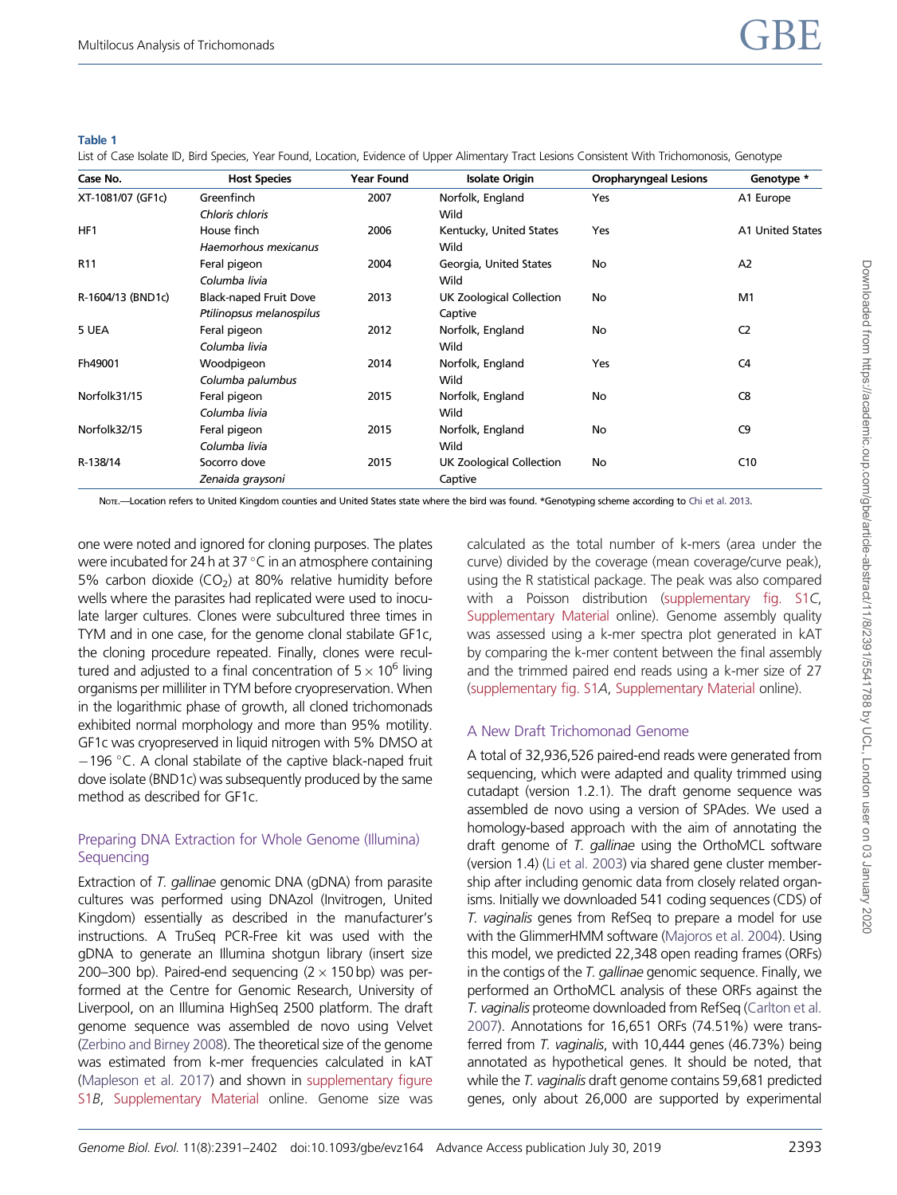**Table 1**

List of Case Isolate ID, Bird Species, Year Found, Location, Evidence of Upper Alimentary Tract Lesions Consistent With Trichomonosis, Genotype

| Case No. | Host Species | Year Found | Isolate Origin | Oropharyngeal Lesions | Genotype * |
|---|---|---|---|---|---|
| XT-1081/07 (GF1c) | Greenfinch *Chloris chloris* | 2007 | Norfolk, England Wild | Yes | A1 Europe |
| HF1 | House finch *Haemorhous mexicanus* | 2006 | Kentucky, United States Wild | Yes | A1 United States |
| R11 | Feral pigeon *Columba livia* | 2004 | Georgia, United States Wild | No | A2 |
| R-1604/13 (BND1c) | Black-naped Fruit Dove *Ptilinopsus melanospilus* | 2013 | UK Zoological Collection Captive | No | M1 |
| 5 UEA | Feral pigeon *Columba livia* | 2012 | Norfolk, England Wild | No | C2 |
| Fh49001 | Woodpigeon *Columba palumbus* | 2014 | Norfolk, England Wild | Yes | C4 |
| Norfolk31/15 | Feral pigeon *Columba livia* | 2015 | Norfolk, England Wild | No | C8 |
| Norfolk32/15 | Feral pigeon *Columba livia* | 2015 | Norfolk, England Wild | No | C9 |
| R-138/14 | Socorro dove *Zenaida graysoni* | 2015 | UK Zoological Collection Captive | No | C10 |

Note.—Location refers to United Kingdom counties and United States state where the bird was found. *Genotyping scheme according to Chi et al. 2013.

one were noted and ignored for cloning purposes. The plates were incubated for 24 h at 37 °C in an atmosphere containing 5% carbon dioxide ($CO_2$) at 80% relative humidity before wells where the parasites had replicated were used to inoculate larger cultures. Clones were subcultured three times in TYM and in one case, for the genome clonal stabilate GF1c, the cloning procedure repeated. Finally, clones were recultured and adjusted to a final concentration of $5 \times 10^6$ living organisms per milliliter in TYM before cryopreservation. When in the logarithmic phase of growth, all cloned trichomonads exhibited normal morphology and more than 95% motility. GF1c was cryopreserved in liquid nitrogen with 5% DMSO at −196 °C. A clonal stabilate of the captive black-naped fruit dove isolate (BND1c) was subsequently produced by the same method as described for GF1c.

## Preparing DNA Extraction for Whole Genome (Illumina) Sequencing

Extraction of *T. gallinae* genomic DNA (gDNA) from parasite cultures was performed using DNAzol (Invitrogen, United Kingdom) essentially as described in the manufacturer's instructions. A TruSeq PCR-Free kit was used with the gDNA to generate an Illumina shotgun library (insert size 200–300 bp). Paired-end sequencing ($2 \times 150$ bp) was performed at the Centre for Genomic Research, University of Liverpool, on an Illumina HighSeq 2500 platform. The draft genome sequence was assembled de novo using Velvet (Zerbino and Birney 2008). The theoretical size of the genome was estimated from k-mer frequencies calculated in kAT (Mapleson et al. 2017) and shown in supplementary figure S1*B*, Supplementary Material online. Genome size was calculated as the total number of k-mers (area under the curve) divided by the coverage (mean coverage/curve peak), using the R statistical package. The peak was also compared with a Poisson distribution (supplementary fig. S1*C*, Supplementary Material online). Genome assembly quality was assessed using a k-mer spectra plot generated in kAT by comparing the k-mer content between the final assembly and the trimmed paired end reads using a k-mer size of 27 (supplementary fig. S1*A*, Supplementary Material online).

## A New Draft Trichomonad Genome

A total of 32,936,526 paired-end reads were generated from sequencing, which were adapted and quality trimmed using cutadapt (version 1.2.1). The draft genome sequence was assembled de novo using a version of SPAdes. We used a homology-based approach with the aim of annotating the draft genome of *T. gallinae* using the OrthoMCL software (version 1.4) (Li et al. 2003) via shared gene cluster membership after including genomic data from closely related organisms. Initially we downloaded 541 coding sequences (CDS) of *T. vaginalis* genes from RefSeq to prepare a model for use with the GlimmerHMM software (Majoros et al. 2004). Using this model, we predicted 22,348 open reading frames (ORFs) in the contigs of the *T. gallinae* genomic sequence. Finally, we performed an OrthoMCL analysis of these ORFs against the *T. vaginalis* proteome downloaded from RefSeq (Carlton et al. 2007). Annotations for 16,651 ORFs (74.51%) were transferred from *T. vaginalis*, with 10,444 genes (46.73%) being annotated as hypothetical genes. It should be noted, that while the *T. vaginalis* draft genome contains 59,681 predicted genes, only about 26,000 are supported by experimental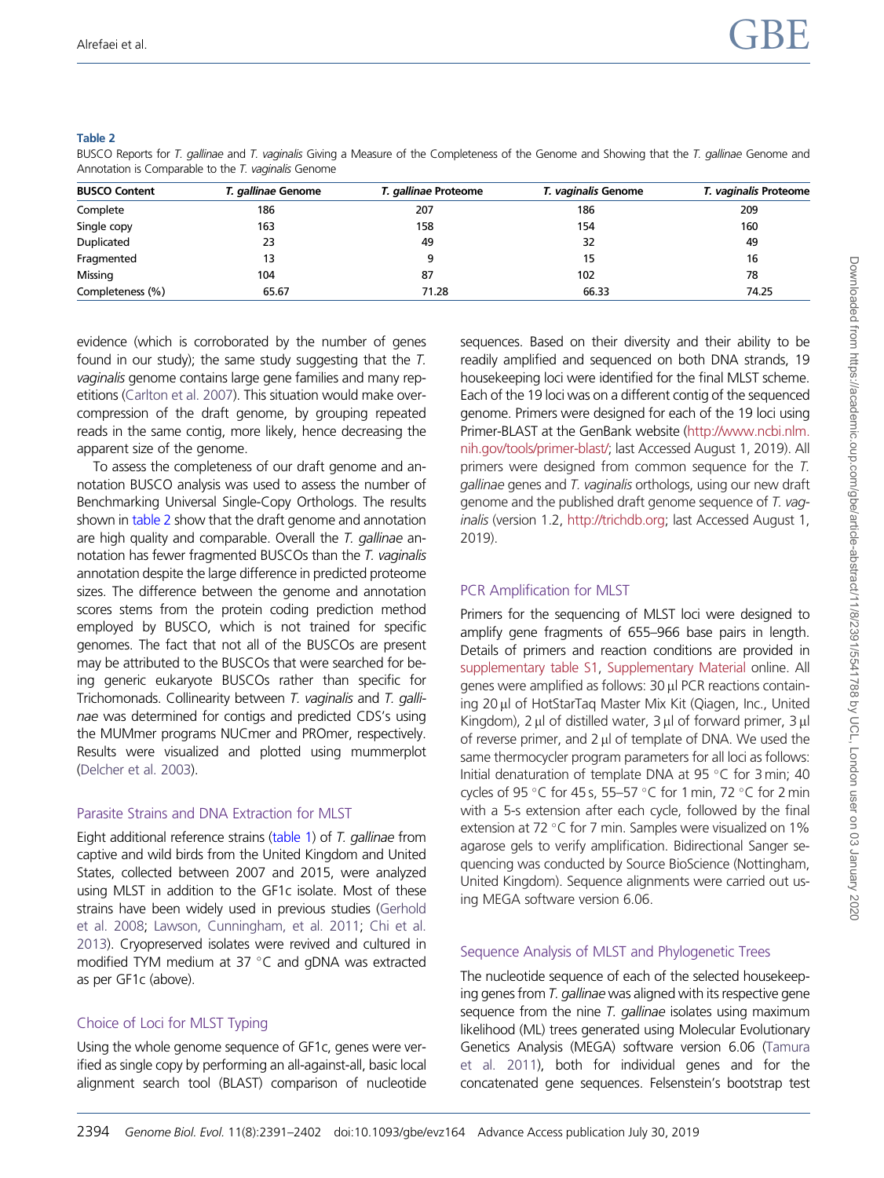**Table 2**

BUSCO Reports for *T. gallinae* and *T. vaginalis* Giving a Measure of the Completeness of the Genome and Showing that the *T. gallinae* Genome and Annotation is Comparable to the *T. vaginalis* Genome

| BUSCO Content | *T. gallinae* Genome | *T. gallinae* Proteome | *T. vaginalis* Genome | *T. vaginalis* Proteome |
|---|---|---|---|---|
| Complete | 186 | 207 | 186 | 209 |
| Single copy | 163 | 158 | 154 | 160 |
| Duplicated | 23 | 49 | 32 | 49 |
| Fragmented | 13 | 9 | 15 | 16 |
| Missing | 104 | 87 | 102 | 78 |
| Completeness (%) | 65.67 | 71.28 | 66.33 | 74.25 |

evidence (which is corroborated by the number of genes found in our study); the same study suggesting that the *T. vaginalis* genome contains large gene families and many repetitions (Carlton et al. 2007). This situation would make over-compression of the draft genome, by grouping repeated reads in the same contig, more likely, hence decreasing the apparent size of the genome.

To assess the completeness of our draft genome and annotation BUSCO analysis was used to assess the number of Benchmarking Universal Single-Copy Orthologs. The results shown in table 2 show that the draft genome and annotation are high quality and comparable. Overall the *T. gallinae* annotation has fewer fragmented BUSCOs than the *T. vaginalis* annotation despite the large difference in predicted proteome sizes. The difference between the genome and annotation scores stems from the protein coding prediction method employed by BUSCO, which is not trained for specific genomes. The fact that not all of the BUSCOs are present may be attributed to the BUSCOs that were searched for being generic eukaryote BUSCOs rather than specific for Trichomonads. Collinearity between *T. vaginalis* and *T. gallinae* was determined for contigs and predicted CDS's using the MUMmer programs NUCmer and PROmer, respectively. Results were visualized and plotted using mummerplot (Delcher et al. 2003).

## Parasite Strains and DNA Extraction for MLST

Eight additional reference strains (table 1) of *T. gallinae* from captive and wild birds from the United Kingdom and United States, collected between 2007 and 2015, were analyzed using MLST in addition to the GF1c isolate. Most of these strains have been widely used in previous studies (Gerhold et al. 2008; Lawson, Cunningham, et al. 2011; Chi et al. 2013). Cryopreserved isolates were revived and cultured in modified TYM medium at 37 °C and gDNA was extracted as per GF1c (above).

## Choice of Loci for MLST Typing

Using the whole genome sequence of GF1c, genes were verified as single copy by performing an all-against-all, basic local alignment search tool (BLAST) comparison of nucleotide sequences. Based on their diversity and their ability to be readily amplified and sequenced on both DNA strands, 19 housekeeping loci were identified for the final MLST scheme. Each of the 19 loci was on a different contig of the sequenced genome. Primers were designed for each of the 19 loci using Primer-BLAST at the GenBank website (http://www.ncbi.nlm.nih.gov/tools/primer-blast/; last Accessed August 1, 2019). All primers were designed from common sequence for the *T. gallinae* genes and *T. vaginalis* orthologs, using our new draft genome and the published draft genome sequence of *T. vaginalis* (version 1.2, http://trichdb.org; last Accessed August 1, 2019).

## PCR Amplification for MLST

Primers for the sequencing of MLST loci were designed to amplify gene fragments of 655–966 base pairs in length. Details of primers and reaction conditions are provided in supplementary table S1, Supplementary Material online. All genes were amplified as follows: 30 µl PCR reactions containing 20 µl of HotStarTaq Master Mix Kit (Qiagen, Inc., United Kingdom), 2 µl of distilled water, 3 µl of forward primer, 3 µl of reverse primer, and 2 µl of template of DNA. We used the same thermocycler program parameters for all loci as follows: Initial denaturation of template DNA at 95 °C for 3 min; 40 cycles of 95 °C for 45 s, 55–57 °C for 1 min, 72 °C for 2 min with a 5-s extension after each cycle, followed by the final extension at 72 °C for 7 min. Samples were visualized on 1% agarose gels to verify amplification. Bidirectional Sanger sequencing was conducted by Source BioScience (Nottingham, United Kingdom). Sequence alignments were carried out using MEGA software version 6.06.

## Sequence Analysis of MLST and Phylogenetic Trees

The nucleotide sequence of each of the selected housekeeping genes from *T. gallinae* was aligned with its respective gene sequence from the nine *T. gallinae* isolates using maximum likelihood (ML) trees generated using Molecular Evolutionary Genetics Analysis (MEGA) software version 6.06 (Tamura et al. 2011), both for individual genes and for the concatenated gene sequences. Felsenstein's bootstrap test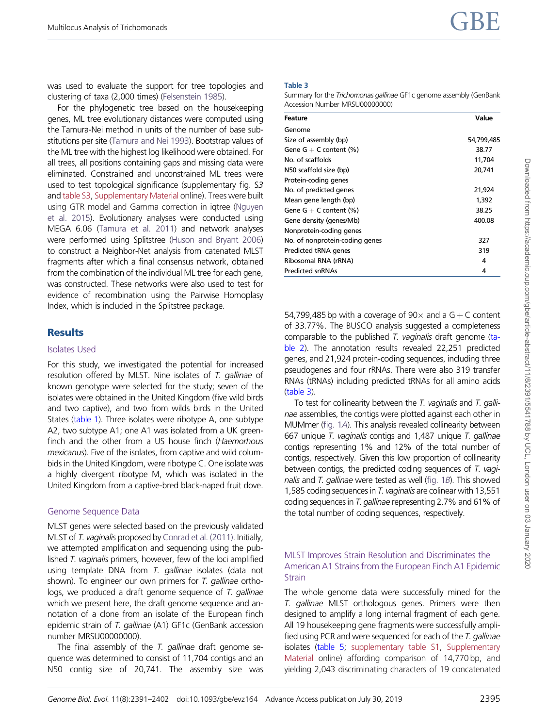was used to evaluate the support for tree topologies and clustering of taxa (2,000 times) (Felsenstein 1985).

For the phylogenetic tree based on the housekeeping genes, ML tree evolutionary distances were computed using the Tamura-Nei method in units of the number of base substitutions per site (Tamura and Nei 1993). Bootstrap values of the ML tree with the highest log likelihood were obtained. For all trees, all positions containing gaps and missing data were eliminated. Constrained and unconstrained ML trees were used to test topological significance (supplementary fig. S3 and table S3, Supplementary Material online). Trees were built using GTR model and Gamma correction in iqtree (Nguyen et al. 2015). Evolutionary analyses were conducted using MEGA 6.06 (Tamura et al. 2011) and network analyses were performed using Splitstree (Huson and Bryant 2006) to construct a Neighbor-Net analysis from catenated MLST fragments after which a final consensus network, obtained from the combination of the individual ML tree for each gene, was constructed. These networks were also used to test for evidence of recombination using the Pairwise Homoplasy Index, which is included in the Splitstree package.

## Results

### Isolates Used

For this study, we investigated the potential for increased resolution offered by MLST. Nine isolates of *T. gallinae* of known genotype were selected for the study; seven of the isolates were obtained in the United Kingdom (five wild birds and two captive), and two from wilds birds in the United States (table 1). Three isolates were ribotype A, one subtype A2, two subtype A1; one A1 was isolated from a UK greenfinch and the other from a US house finch (*Haemorhous mexicanus*). Five of the isolates, from captive and wild columbids in the United Kingdom, were ribotype C. One isolate was a highly divergent ribotype M, which was isolated in the United Kingdom from a captive-bred black-naped fruit dove.

### Genome Sequence Data

MLST genes were selected based on the previously validated MLST of *T. vaginalis* proposed by Conrad et al. (2011). Initially, we attempted amplification and sequencing using the published *T. vaginalis* primers, however, few of the loci amplified using template DNA from *T. gallinae* isolates (data not shown). To engineer our own primers for *T. gallinae* orthologs, we produced a draft genome sequence of *T. gallinae* which we present here, the draft genome sequence and annotation of a clone from an isolate of the European finch epidemic strain of *T. gallinae* (A1) GF1c (GenBank accession number MRSU00000000).

The final assembly of the *T. gallinae* draft genome sequence was determined to consist of 11,704 contigs and an N50 contig size of 20,741. The assembly size was 54,799,485 bp with a coverage of 90× and a G + C content of 33.77%. The BUSCO analysis suggested a completeness comparable to the published *T. vaginalis* draft genome (table 2). The annotation results revealed 22,251 predicted genes, and 21,924 protein-coding sequences, including three pseudogenes and four rRNAs. There were also 319 transfer RNAs (tRNAs) including predicted tRNAs for all amino acids (table 3).

**Table 3**
Summary for the *Trichomonas gallinae* GF1c genome assembly (GenBank Accession Number MRSU00000000)

| Feature | Value |
|---|---|
| Genome | |
| Size of assembly (bp) | 54,799,485 |
| Gene G + C content (%) | 38.77 |
| No. of scaffolds | 11,704 |
| N50 scaffold size (bp) | 20,741 |
| Protein-coding genes | |
| No. of predicted genes | 21,924 |
| Mean gene length (bp) | 1,392 |
| Gene G + C content (%) | 38.25 |
| Gene density (genes/Mb) | 400.08 |
| Nonprotein-coding genes | |
| No. of nonprotein-coding genes | 327 |
| Predicted tRNA genes | 319 |
| Ribosomal RNA (rRNA) | 4 |
| Predicted snRNAs | 4 |

To test for collinearity between the *T. vaginalis* and *T. gallinae* assemblies, the contigs were plotted against each other in MUMmer (fig. 1*A*). This analysis revealed collinearity between 667 unique *T. vaginalis* contigs and 1,487 unique *T. gallinae* contigs representing 1% and 12% of the total number of contigs, respectively. Given this low proportion of collinearity between contigs, the predicted coding sequences of *T. vaginalis* and *T. gallinae* were tested as well (fig. 1*B*). This showed 1,585 coding sequences in *T. vaginalis* are colinear with 13,551 coding sequences in *T. gallinae* representing 2.7% and 61% of the total number of coding sequences, respectively.

### MLST Improves Strain Resolution and Discriminates the American A1 Strains from the European Finch A1 Epidemic Strain

The whole genome data were successfully mined for the *T. gallinae* MLST orthologous genes. Primers were then designed to amplify a long internal fragment of each gene. All 19 housekeeping gene fragments were successfully amplified using PCR and were sequenced for each of the *T. gallinae* isolates (table 5; supplementary table S1, Supplementary Material online) affording comparison of 14,770 bp, and yielding 2,043 discriminating characters of 19 concatenated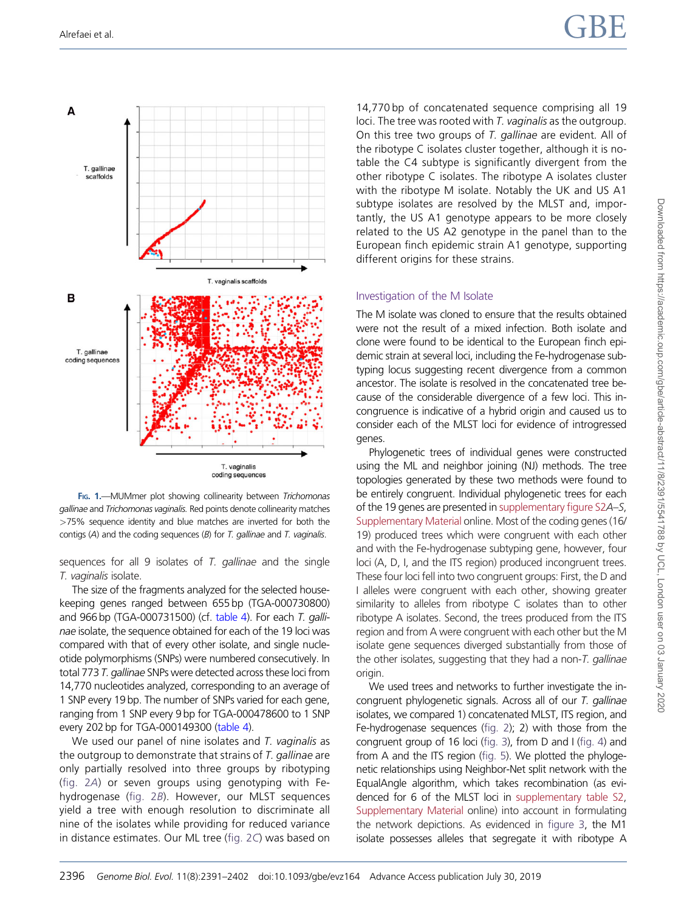Fig. 1.—MUMmer plot showing collinearity between *Trichomonas gallinae* and *Trichomonas vaginalis*. Red points denote collinearity matches >75% sequence identity and blue matches are inverted for both the contigs (*A*) and the coding sequences (*B*) for *T. gallinae* and *T. vaginalis*.

sequences for all 9 isolates of *T. gallinae* and the single *T. vaginalis* isolate.

The size of the fragments analyzed for the selected housekeeping genes ranged between 655 bp (TGA-000730800) and 966 bp (TGA-000731500) (cf. table 4). For each *T. gallinae* isolate, the sequence obtained for each of the 19 loci was compared with that of every other isolate, and single nucleotide polymorphisms (SNPs) were numbered consecutively. In total 773 *T. gallinae* SNPs were detected across these loci from 14,770 nucleotides analyzed, corresponding to an average of 1 SNP every 19 bp. The number of SNPs varied for each gene, ranging from 1 SNP every 9 bp for TGA-000478600 to 1 SNP every 202 bp for TGA-000149300 (table 4).

We used our panel of nine isolates and *T. vaginalis* as the outgroup to demonstrate that strains of *T. gallinae* are only partially resolved into three groups by ribotyping (fig. 2*A*) or seven groups using genotyping with Fe-hydrogenase (fig. 2*B*). However, our MLST sequences yield a tree with enough resolution to discriminate all nine of the isolates while providing for reduced variance in distance estimates. Our ML tree (fig. 2*C*) was based on 14,770 bp of concatenated sequence comprising all 19 loci. The tree was rooted with *T. vaginalis* as the outgroup. On this tree two groups of *T. gallinae* are evident. All of the ribotype C isolates cluster together, although it is notable the C4 subtype is significantly divergent from the other ribotype C isolates. The ribotype A isolates cluster with the ribotype M isolate. Notably the UK and US A1 subtype isolates are resolved by the MLST and, importantly, the US A1 genotype appears to be more closely related to the US A2 genotype in the panel than to the European finch epidemic strain A1 genotype, supporting different origins for these strains.

## Investigation of the M Isolate

The M isolate was cloned to ensure that the results obtained were not the result of a mixed infection. Both isolate and clone were found to be identical to the European finch epidemic strain at several loci, including the Fe-hydrogenase subtyping locus suggesting recent divergence from a common ancestor. The isolate is resolved in the concatenated tree because of the considerable divergence of a few loci. This incongruence is indicative of a hybrid origin and caused us to consider each of the MLST loci for evidence of introgressed genes.

Phylogenetic trees of individual genes were constructed using the ML and neighbor joining (NJ) methods. The tree topologies generated by these two methods were found to be entirely congruent. Individual phylogenetic trees for each of the 19 genes are presented in supplementary figure S2*A*–*S*, Supplementary Material online. Most of the coding genes (16/19) produced trees which were congruent with each other and with the Fe-hydrogenase subtyping gene, however, four loci (A, D, I, and the ITS region) produced incongruent trees. These four loci fell into two congruent groups: First, the D and I alleles were congruent with each other, showing greater similarity to alleles from ribotype C isolates than to other ribotype A isolates. Second, the trees produced from the ITS region and from A were congruent with each other but the M isolate gene sequences diverged substantially from those of the other isolates, suggesting that they had a non-*T. gallinae* origin.

We used trees and networks to further investigate the incongruent phylogenetic signals. Across all of our *T. gallinae* isolates, we compared 1) concatenated MLST, ITS region, and Fe-hydrogenase sequences (fig. 2); 2) with those from the congruent group of 16 loci (fig. 3), from D and I (fig. 4) and from A and the ITS region (fig. 5). We plotted the phylogenetic relationships using Neighbor-Net split network with the EqualAngle algorithm, which takes recombination (as evidenced for 6 of the MLST loci in supplementary table S2, Supplementary Material online) into account in formulating the network depictions. As evidenced in figure 3, the M1 isolate possesses alleles that segregate it with ribotype A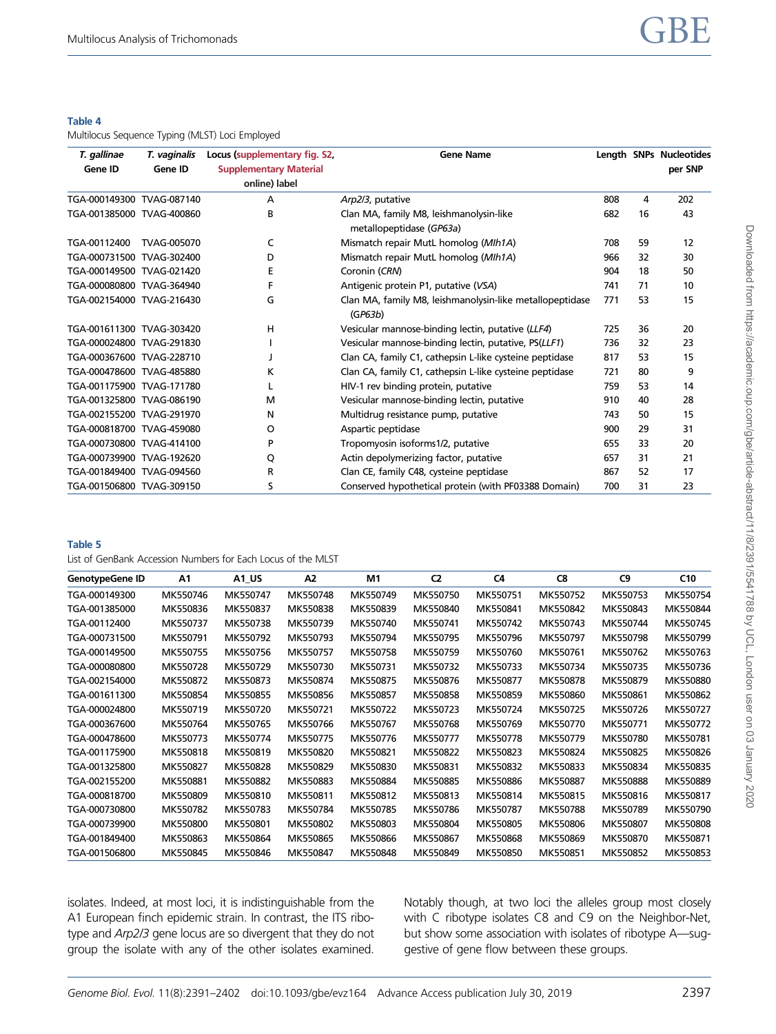**Table 4**
Multilocus Sequence Typing (MLST) Loci Employed

| *T. gallinae* Gene ID | *T. vaginalis* Gene ID | Locus (supplementary fig. S2, Supplementary Material online) label | Gene Name | Length | SNPs | Nucleotides per SNP |
|---|---|---|---|---|---|---|
| TGA-000149300 | TVAG-087140 | A | *Arp2/3*, putative | 808 | 4 | 202 |
| TGA-001385000 | TVAG-400860 | B | Clan MA, family M8, leishmanolysin-like metallopeptidase (*GP63a*) | 682 | 16 | 43 |
| TGA-00112400 | TVAG-005070 | C | Mismatch repair MutL homolog (*Mlh1A*) | 708 | 59 | 12 |
| TGA-000731500 | TVAG-302400 | D | Mismatch repair MutL homolog (*Mlh1A*) | 966 | 32 | 30 |
| TGA-000149500 | TVAG-021420 | E | Coronin (*CRN*) | 904 | 18 | 50 |
| TGA-000080800 | TVAG-364940 | F | Antigenic protein P1, putative (*VSA*) | 741 | 71 | 10 |
| TGA-002154000 | TVAG-216430 | G | Clan MA, family M8, leishmanolysin-like metallopeptidase (*GP63b*) | 771 | 53 | 15 |
| TGA-001611300 | TVAG-303420 | H | Vesicular mannose-binding lectin, putative (*LLF4*) | 725 | 36 | 20 |
| TGA-000024800 | TVAG-291830 | I | Vesicular mannose-binding lectin, putative, PS(*LLF1*) | 736 | 32 | 23 |
| TGA-000367600 | TVAG-228710 | J | Clan CA, family C1, cathepsin L-like cysteine peptidase | 817 | 53 | 15 |
| TGA-000478600 | TVAG-485880 | K | Clan CA, family C1, cathepsin L-like cysteine peptidase | 721 | 80 | 9 |
| TGA-001175900 | TVAG-171780 | L | HIV-1 rev binding protein, putative | 759 | 53 | 14 |
| TGA-001325800 | TVAG-086190 | M | Vesicular mannose-binding lectin, putative | 910 | 40 | 28 |
| TGA-002155200 | TVAG-291970 | N | Multidrug resistance pump, putative | 743 | 50 | 15 |
| TGA-000818700 | TVAG-459080 | O | Aspartic peptidase | 900 | 29 | 31 |
| TGA-000730800 | TVAG-414100 | P | Tropomyosin isoforms1/2, putative | 655 | 33 | 20 |
| TGA-000739900 | TVAG-192620 | Q | Actin depolymerizing factor, putative | 657 | 31 | 21 |
| TGA-001849400 | TVAG-094560 | R | Clan CE, family C48, cysteine peptidase | 867 | 52 | 17 |
| TGA-001506800 | TVAG-309150 | S | Conserved hypothetical protein (with PF03388 Domain) | 700 | 31 | 23 |

**Table 5**
List of GenBank Accession Numbers for Each Locus of the MLST

| GenotypeGene ID | A1 | A1_US | A2 | M1 | C2 | C4 | C8 | C9 | C10 |
|---|---|---|---|---|---|---|---|---|---|
| TGA-000149300 | MK550746 | MK550747 | MK550748 | MK550749 | MK550750 | MK550751 | MK550752 | MK550753 | MK550754 |
| TGA-001385000 | MK550836 | MK550837 | MK550838 | MK550839 | MK550840 | MK550841 | MK550842 | MK550843 | MK550844 |
| TGA-00112400 | MK550737 | MK550738 | MK550739 | MK550740 | MK550741 | MK550742 | MK550743 | MK550744 | MK550745 |
| TGA-000731500 | MK550791 | MK550792 | MK550793 | MK550794 | MK550795 | MK550796 | MK550797 | MK550798 | MK550799 |
| TGA-000149500 | MK550755 | MK550756 | MK550757 | MK550758 | MK550759 | MK550760 | MK550761 | MK550762 | MK550763 |
| TGA-000080800 | MK550728 | MK550729 | MK550730 | MK550731 | MK550732 | MK550733 | MK550734 | MK550735 | MK550736 |
| TGA-002154000 | MK550872 | MK550873 | MK550874 | MK550875 | MK550876 | MK550877 | MK550878 | MK550879 | MK550880 |
| TGA-001611300 | MK550854 | MK550855 | MK550856 | MK550857 | MK550858 | MK550859 | MK550860 | MK550861 | MK550862 |
| TGA-000024800 | MK550719 | MK550720 | MK550721 | MK550722 | MK550723 | MK550724 | MK550725 | MK550726 | MK550727 |
| TGA-000367600 | MK550764 | MK550765 | MK550766 | MK550767 | MK550768 | MK550769 | MK550770 | MK550771 | MK550772 |
| TGA-000478600 | MK550773 | MK550774 | MK550775 | MK550776 | MK550777 | MK550778 | MK550779 | MK550780 | MK550781 |
| TGA-001175900 | MK550818 | MK550819 | MK550820 | MK550821 | MK550822 | MK550823 | MK550824 | MK550825 | MK550826 |
| TGA-001325800 | MK550827 | MK550828 | MK550829 | MK550830 | MK550831 | MK550832 | MK550833 | MK550834 | MK550835 |
| TGA-002155200 | MK550881 | MK550882 | MK550883 | MK550884 | MK550885 | MK550886 | MK550887 | MK550888 | MK550889 |
| TGA-000818700 | MK550809 | MK550810 | MK550811 | MK550812 | MK550813 | MK550814 | MK550815 | MK550816 | MK550817 |
| TGA-000730800 | MK550782 | MK550783 | MK550784 | MK550785 | MK550786 | MK550787 | MK550788 | MK550789 | MK550790 |
| TGA-000739900 | MK550800 | MK550801 | MK550802 | MK550803 | MK550804 | MK550805 | MK550806 | MK550807 | MK550808 |
| TGA-001849400 | MK550863 | MK550864 | MK550865 | MK550866 | MK550867 | MK550868 | MK550869 | MK550870 | MK550871 |
| TGA-001506800 | MK550845 | MK550846 | MK550847 | MK550848 | MK550849 | MK550850 | MK550851 | MK550852 | MK550853 |

isolates. Indeed, at most loci, it is indistinguishable from the A1 European finch epidemic strain. In contrast, the ITS ribotype and *Arp2/3* gene locus are so divergent that they do not group the isolate with any of the other isolates examined. Notably though, at two loci the alleles group most closely with C ribotype isolates C8 and C9 on the Neighbor-Net, but show some association with isolates of ribotype A—suggestive of gene flow between these groups.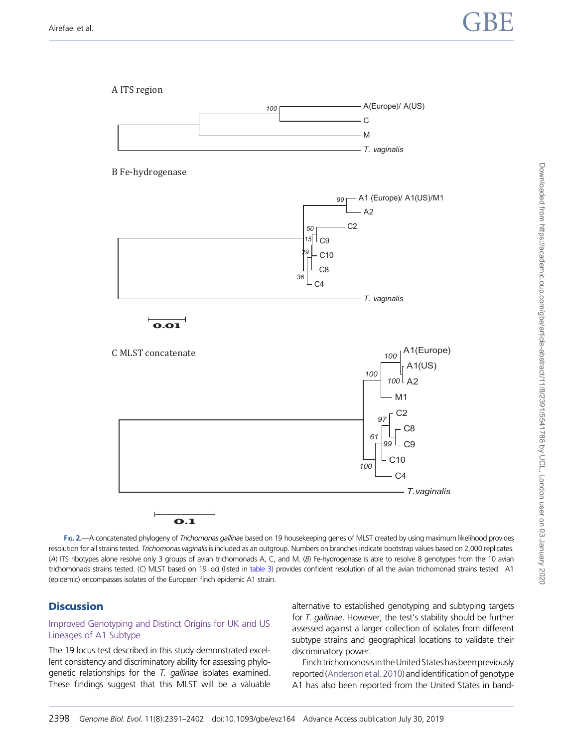**Fig. 2.**—A concatenated phylogeny of *Trichomonas gallinae* based on 19 housekeeping genes of MLST created by using maximum likelihood provides resolution for all strains tested. *Trichomonas vaginalis* is included as an outgroup. Numbers on branches indicate bootstrap values based on 2,000 replicates. (*A*) ITS ribotypes alone resolve only 3 groups of avian trichomonads A, C, and M. (*B*) Fe-hydrogenase is able to resolve 8 genotypes from the 10 avian trichomonads strains tested. (*C*) MLST based on 19 loci (listed in table 3) provides confident resolution of all the avian trichomonad strains tested. A1 (epidemic) encompasses isolates of the European finch epidemic A1 strain.

## Discussion

### Improved Genotyping and Distinct Origins for UK and US Lineages of A1 Subtype

The 19 locus test described in this study demonstrated excellent consistency and discriminatory ability for assessing phylogenetic relationships for the *T. gallinae* isolates examined. These findings suggest that this MLST will be a valuable alternative to established genotyping and subtyping targets for *T. gallinae*. However, the test's stability should be further assessed against a larger collection of isolates from different subtype strains and geographical locations to validate their discriminatory power.

Finch trichomonosis in the United States has been previously reported (Anderson et al. 2010) and identification of genotype A1 has also been reported from the United States in band-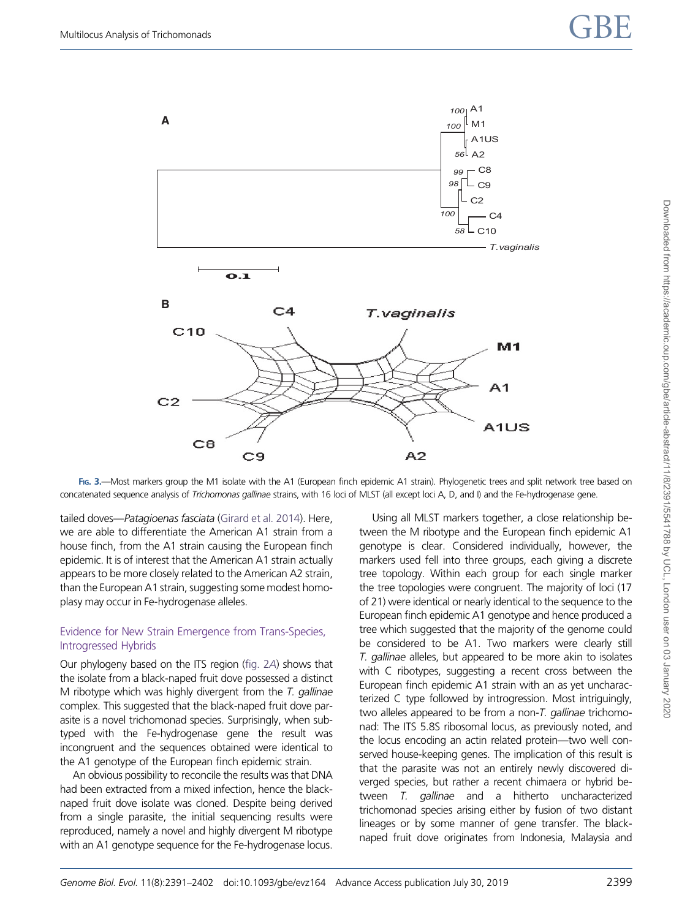FIG. 3.—Most markers group the M1 isolate with the A1 (European finch epidemic A1 strain). Phylogenetic trees and split network tree based on concatenated sequence analysis of *Trichomonas gallinae* strains, with 16 loci of MLST (all except loci A, D, and I) and the Fe-hydrogenase gene.

tailed doves—*Patagioenas fasciata* (Girard et al. 2014). Here, we are able to differentiate the American A1 strain from a house finch, from the A1 strain causing the European finch epidemic. It is of interest that the American A1 strain actually appears to be more closely related to the American A2 strain, than the European A1 strain, suggesting some modest homoplasy may occur in Fe-hydrogenase alleles.

## Evidence for New Strain Emergence from Trans-Species, Introgressed Hybrids

Our phylogeny based on the ITS region (fig. 2*A*) shows that the isolate from a black-naped fruit dove possessed a distinct M ribotype which was highly divergent from the *T. gallinae* complex. This suggested that the black-naped fruit dove parasite is a novel trichomonad species. Surprisingly, when subtyped with the Fe-hydrogenase gene the result was incongruent and the sequences obtained were identical to the A1 genotype of the European finch epidemic strain.

An obvious possibility to reconcile the results was that DNA had been extracted from a mixed infection, hence the black-naped fruit dove isolate was cloned. Despite being derived from a single parasite, the initial sequencing results were reproduced, namely a novel and highly divergent M ribotype with an A1 genotype sequence for the Fe-hydrogenase locus.

Using all MLST markers together, a close relationship between the M ribotype and the European finch epidemic A1 genotype is clear. Considered individually, however, the markers used fell into three groups, each giving a discrete tree topology. Within each group for each single marker the tree topologies were congruent. The majority of loci (17 of 21) were identical or nearly identical to the sequence to the European finch epidemic A1 genotype and hence produced a tree which suggested that the majority of the genome could be considered to be A1. Two markers were clearly still *T. gallinae* alleles, but appeared to be more akin to isolates with C ribotypes, suggesting a recent cross between the European finch epidemic A1 strain with an as yet uncharacterized C type followed by introgression. Most intriguingly, two alleles appeared to be from a non-*T. gallinae* trichomonad: The ITS 5.8S ribosomal locus, as previously noted, and the locus encoding an actin related protein—two well conserved house-keeping genes. The implication of this result is that the parasite was not an entirely newly discovered diverged species, but rather a recent chimaera or hybrid between *T. gallinae* and a hitherto uncharacterized trichomonad species arising either by fusion of two distant lineages or by some manner of gene transfer. The black-naped fruit dove originates from Indonesia, Malaysia and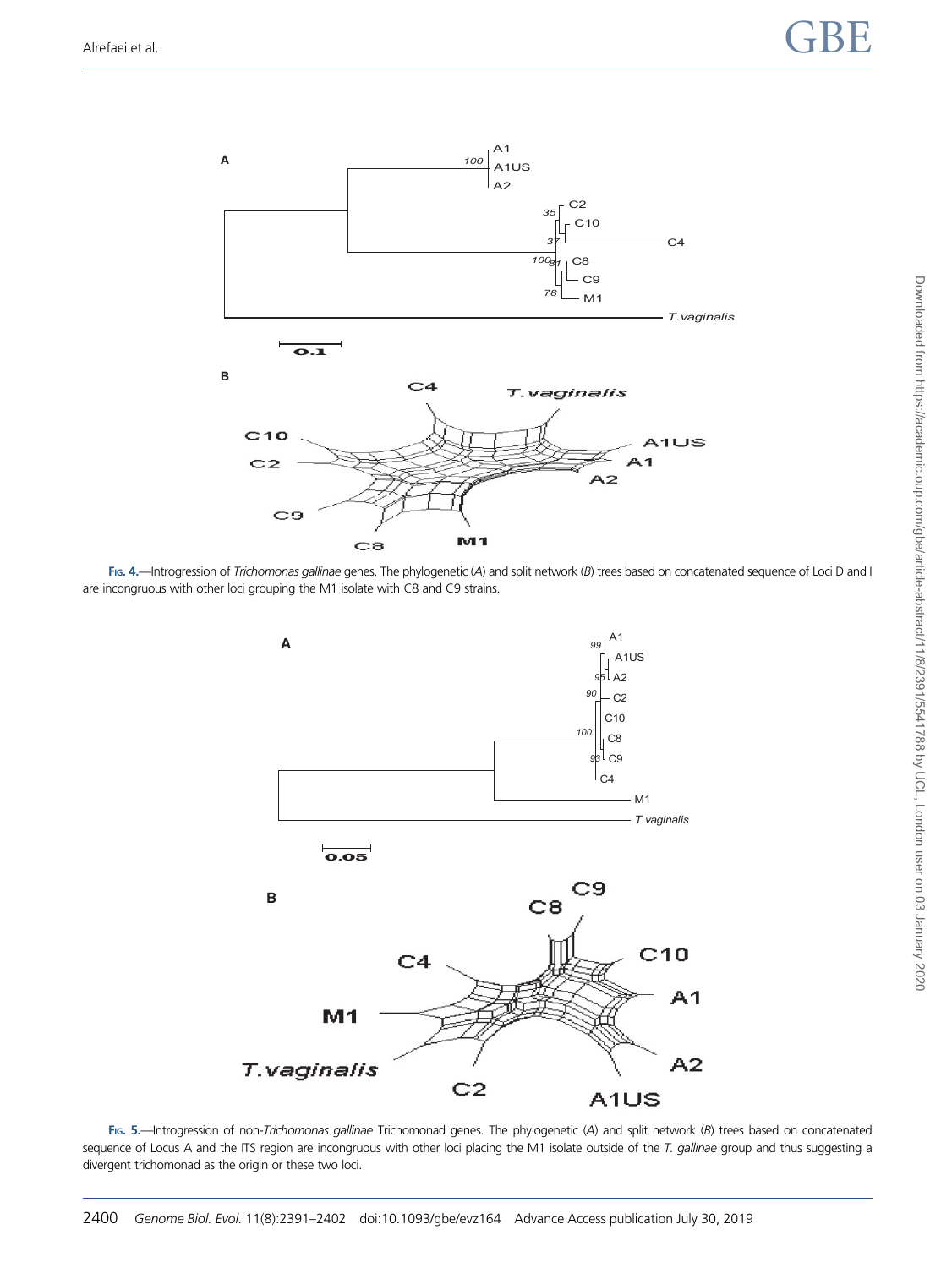**Fig. 4.**—Introgression of *Trichomonas gallinae* genes. The phylogenetic (*A*) and split network (*B*) trees based on concatenated sequence of Loci D and I are incongruous with other loci grouping the M1 isolate with C8 and C9 strains.

**Fig. 5.**—Introgression of non-*Trichomonas gallinae* Trichomonad genes. The phylogenetic (*A*) and split network (*B*) trees based on concatenated sequence of Locus A and the ITS region are incongruous with other loci placing the M1 isolate outside of the *T. gallinae* group and thus suggesting a divergent trichomonad as the origin or these two loci.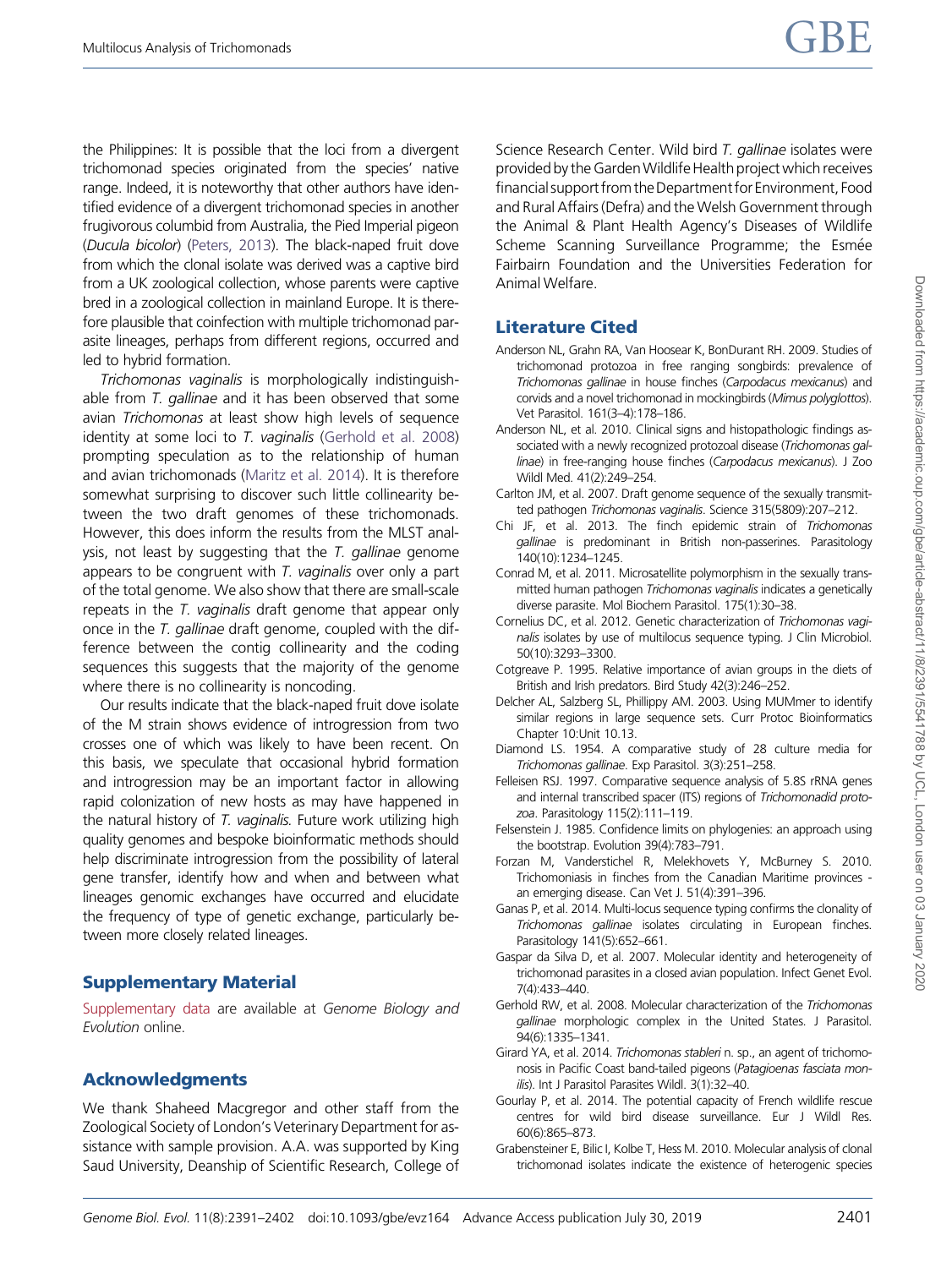the Philippines: It is possible that the loci from a divergent trichomonad species originated from the species' native range. Indeed, it is noteworthy that other authors have identified evidence of a divergent trichomonad species in another frugivorous columbid from Australia, the Pied Imperial pigeon (*Ducula bicolor*) (Peters, 2013). The black-naped fruit dove from which the clonal isolate was derived was a captive bird from a UK zoological collection, whose parents were captive bred in a zoological collection in mainland Europe. It is therefore plausible that coinfection with multiple trichomonad parasite lineages, perhaps from different regions, occurred and led to hybrid formation.

*Trichomonas vaginalis* is morphologically indistinguishable from *T. gallinae* and it has been observed that some avian *Trichomonas* at least show high levels of sequence identity at some loci to *T. vaginalis* (Gerhold et al. 2008) prompting speculation as to the relationship of human and avian trichomonads (Maritz et al. 2014). It is therefore somewhat surprising to discover such little collinearity between the two draft genomes of these trichomonads. However, this does inform the results from the MLST analysis, not least by suggesting that the *T. gallinae* genome appears to be congruent with *T. vaginalis* over only a part of the total genome. We also show that there are small-scale repeats in the *T. vaginalis* draft genome that appear only once in the *T. gallinae* draft genome, coupled with the difference between the contig collinearity and the coding sequences this suggests that the majority of the genome where there is no collinearity is noncoding.

Our results indicate that the black-naped fruit dove isolate of the M strain shows evidence of introgression from two crosses one of which was likely to have been recent. On this basis, we speculate that occasional hybrid formation and introgression may be an important factor in allowing rapid colonization of new hosts as may have happened in the natural history of *T. vaginalis.* Future work utilizing high quality genomes and bespoke bioinformatic methods should help discriminate introgression from the possibility of lateral gene transfer, identify how and when and between what lineages genomic exchanges have occurred and elucidate the frequency of type of genetic exchange, particularly between more closely related lineages.

## Supplementary Material

Supplementary data are available at *Genome Biology and Evolution* online.

## Acknowledgments

We thank Shaheed Macgregor and other staff from the Zoological Society of London's Veterinary Department for assistance with sample provision. A.A. was supported by King Saud University, Deanship of Scientific Research, College of Science Research Center. Wild bird *T. gallinae* isolates were provided by the Garden Wildlife Health project which receives financial support from the Department for Environment, Food and Rural Affairs (Defra) and the Welsh Government through the Animal & Plant Health Agency's Diseases of Wildlife Scheme Scanning Surveillance Programme; the Esmée Fairbairn Foundation and the Universities Federation for Animal Welfare.

## Literature Cited

Anderson NL, Grahn RA, Van Hoosear K, BonDurant RH. 2009. Studies of trichomonad protozoa in free ranging songbirds: prevalence of *Trichomonas gallinae* in house finches (*Carpodacus mexicanus*) and corvids and a novel trichomonad in mockingbirds (*Mimus polyglottos*). Vet Parasitol. 161(3–4):178–186.

Anderson NL, et al. 2010. Clinical signs and histopathologic findings associated with a newly recognized protozoal disease (*Trichomonas gallinae*) in free-ranging house finches (*Carpodacus mexicanus*). J Zoo Wildl Med. 41(2):249–254.

Carlton JM, et al. 2007. Draft genome sequence of the sexually transmitted pathogen *Trichomonas vaginalis*. Science 315(5809):207–212.

Chi JF, et al. 2013. The finch epidemic strain of *Trichomonas gallinae* is predominant in British non-passerines. Parasitology 140(10):1234–1245.

Conrad M, et al. 2011. Microsatellite polymorphism in the sexually transmitted human pathogen *Trichomonas vaginalis* indicates a genetically diverse parasite. Mol Biochem Parasitol. 175(1):30–38.

Cornelius DC, et al. 2012. Genetic characterization of *Trichomonas vaginalis* isolates by use of multilocus sequence typing. J Clin Microbiol. 50(10):3293–3300.

Cotgreave P. 1995. Relative importance of avian groups in the diets of British and Irish predators. Bird Study 42(3):246–252.

Delcher AL, Salzberg SL, Phillippy AM. 2003. Using MUMmer to identify similar regions in large sequence sets. Curr Protoc Bioinformatics Chapter 10:Unit 10.13.

Diamond LS. 1954. A comparative study of 28 culture media for *Trichomonas gallinae*. Exp Parasitol. 3(3):251–258.

Felleisen RSJ. 1997. Comparative sequence analysis of 5.8S rRNA genes and internal transcribed spacer (ITS) regions of *Trichomonadid protozoa*. Parasitology 115(2):111–119.

Felsenstein J. 1985. Confidence limits on phylogenies: an approach using the bootstrap. Evolution 39(4):783–791.

Forzan M, Vanderstichel R, Melekhovets Y, McBurney S. 2010. Trichomoniasis in finches from the Canadian Maritime provinces - an emerging disease. Can Vet J. 51(4):391–396.

Ganas P, et al. 2014. Multi-locus sequence typing confirms the clonality of *Trichomonas gallinae* isolates circulating in European finches. Parasitology 141(5):652–661.

Gaspar da Silva D, et al. 2007. Molecular identity and heterogeneity of trichomonad parasites in a closed avian population. Infect Genet Evol. 7(4):433–440.

Gerhold RW, et al. 2008. Molecular characterization of the *Trichomonas gallinae* morphologic complex in the United States. J Parasitol. 94(6):1335–1341.

Girard YA, et al. 2014. *Trichomonas stableri* n. sp., an agent of trichomonosis in Pacific Coast band-tailed pigeons (*Patagioenas fasciata monilis*). Int J Parasitol Parasites Wildl. 3(1):32–40.

Gourlay P, et al. 2014. The potential capacity of French wildlife rescue centres for wild bird disease surveillance. Eur J Wildl Res. 60(6):865–873.

Grabensteiner E, Bilic I, Kolbe T, Hess M. 2010. Molecular analysis of clonal trichomonad isolates indicate the existence of heterogenic species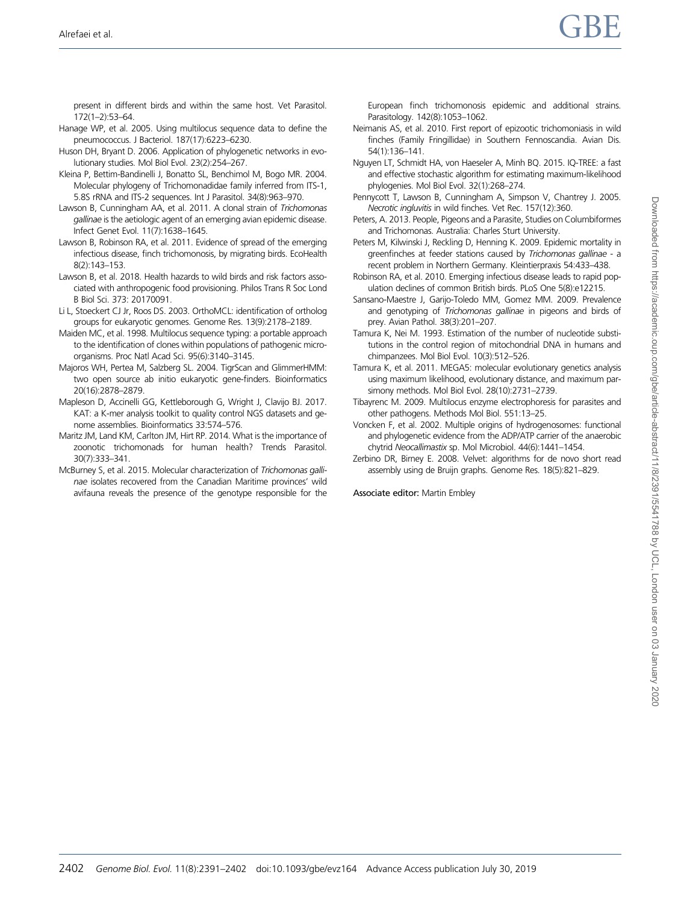present in different birds and within the same host. Vet Parasitol. 172(1–2):53–64.

Hanage WP, et al. 2005. Using multilocus sequence data to define the pneumococcus. J Bacteriol. 187(17):6223–6230.

Huson DH, Bryant D. 2006. Application of phylogenetic networks in evolutionary studies. Mol Biol Evol. 23(2):254–267.

Kleina P, Bettim-Bandinelli J, Bonatto SL, Benchimol M, Bogo MR. 2004. Molecular phylogeny of Trichomonadidae family inferred from ITS-1, 5.8S rRNA and ITS-2 sequences. Int J Parasitol. 34(8):963–970.

Lawson B, Cunningham AA, et al. 2011. A clonal strain of *Trichomonas gallinae* is the aetiologic agent of an emerging avian epidemic disease. Infect Genet Evol. 11(7):1638–1645.

Lawson B, Robinson RA, et al. 2011. Evidence of spread of the emerging infectious disease, finch trichomonosis, by migrating birds. EcoHealth 8(2):143–153.

Lawson B, et al. 2018. Health hazards to wild birds and risk factors associated with anthropogenic food provisioning. Philos Trans R Soc Lond B Biol Sci. 373: 20170091.

Li L, Stoeckert CJ Jr, Roos DS. 2003. OrthoMCL: identification of ortholog groups for eukaryotic genomes. Genome Res. 13(9):2178–2189.

Maiden MC, et al. 1998. Multilocus sequence typing: a portable approach to the identification of clones within populations of pathogenic microorganisms. Proc Natl Acad Sci. 95(6):3140–3145.

Majoros WH, Pertea M, Salzberg SL. 2004. TigrScan and GlimmerHMM: two open source ab initio eukaryotic gene-finders. Bioinformatics 20(16):2878–2879.

Mapleson D, Accinelli G, Kettleborough G, Wright J, Clavijo BJ. 2017. KAT: a K-mer analysis toolkit to quality control NGS datasets and genome assemblies. Bioinformatics 33:574–576.

Maritz JM, Land KM, Carlton JM, Hirt RP. 2014. What is the importance of zoonotic trichomonads for human health? Trends Parasitol. 30(7):333–341.

McBurney S, et al. 2015. Molecular characterization of *Trichomonas gallinae* isolates recovered from the Canadian Maritime provinces' wild avifauna reveals the presence of the genotype responsible for the European finch trichomonosis epidemic and additional strains. Parasitology. 142(8):1053–1062.

Neimanis AS, et al. 2010. First report of epizootic trichomoniasis in wild finches (Family Fringillidae) in Southern Fennoscandia. Avian Dis. 54(1):136–141.

Nguyen LT, Schmidt HA, von Haeseler A, Minh BQ. 2015. IQ-TREE: a fast and effective stochastic algorithm for estimating maximum-likelihood phylogenies. Mol Biol Evol. 32(1):268–274.

Pennycott T, Lawson B, Cunningham A, Simpson V, Chantrey J. 2005. *Necrotic ingluvitis* in wild finches. Vet Rec. 157(12):360.

Peters, A. 2013. People, Pigeons and a Parasite, Studies on Columbiformes and Trichomonas. Australia: Charles Sturt University.

Peters M, Kilwinski J, Reckling D, Henning K. 2009. Epidemic mortality in greenfinches at feeder stations caused by *Trichomonas gallinae* - a recent problem in Northern Germany. Kleintierpraxis 54:433–438.

Robinson RA, et al. 2010. Emerging infectious disease leads to rapid population declines of common British birds. PLoS One 5(8):e12215.

Sansano-Maestre J, Garijo-Toledo MM, Gomez MM. 2009. Prevalence and genotyping of *Trichomonas gallinae* in pigeons and birds of prey. Avian Pathol. 38(3):201–207.

Tamura K, Nei M. 1993. Estimation of the number of nucleotide substitutions in the control region of mitochondrial DNA in humans and chimpanzees. Mol Biol Evol. 10(3):512–526.

Tamura K, et al. 2011. MEGA5: molecular evolutionary genetics analysis using maximum likelihood, evolutionary distance, and maximum parsimony methods. Mol Biol Evol. 28(10):2731–2739.

Tibayrenc M. 2009. Multilocus enzyme electrophoresis for parasites and other pathogens. Methods Mol Biol. 551:13–25.

Voncken F, et al. 2002. Multiple origins of hydrogenosomes: functional and phylogenetic evidence from the ADP/ATP carrier of the anaerobic chytrid *Neocallimastix* sp. Mol Microbiol. 44(6):1441–1454.

Zerbino DR, Birney E. 2008. Velvet: algorithms for de novo short read assembly using de Bruijn graphs. Genome Res. 18(5):821–829.

**Associate editor:** Martin Embley